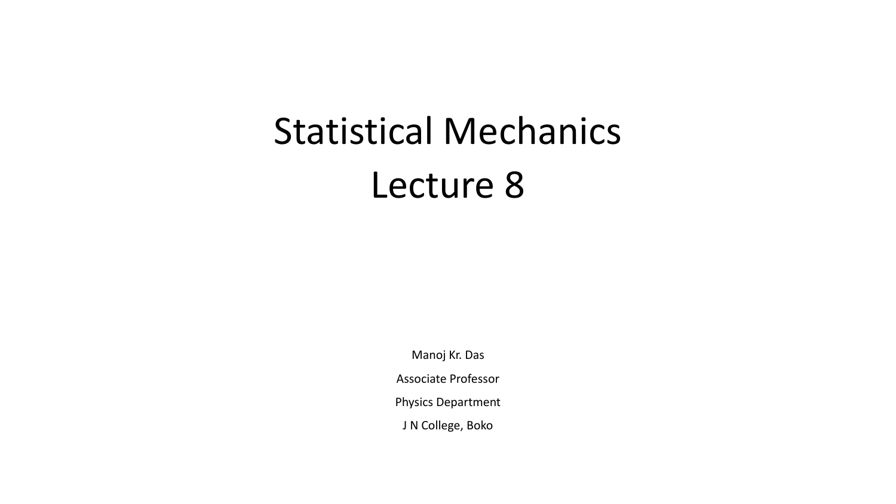# Statistical Mechanics
# Lecture 8

Manoj Kr. Das

Associate Professor

Physics Department

J N College, Boko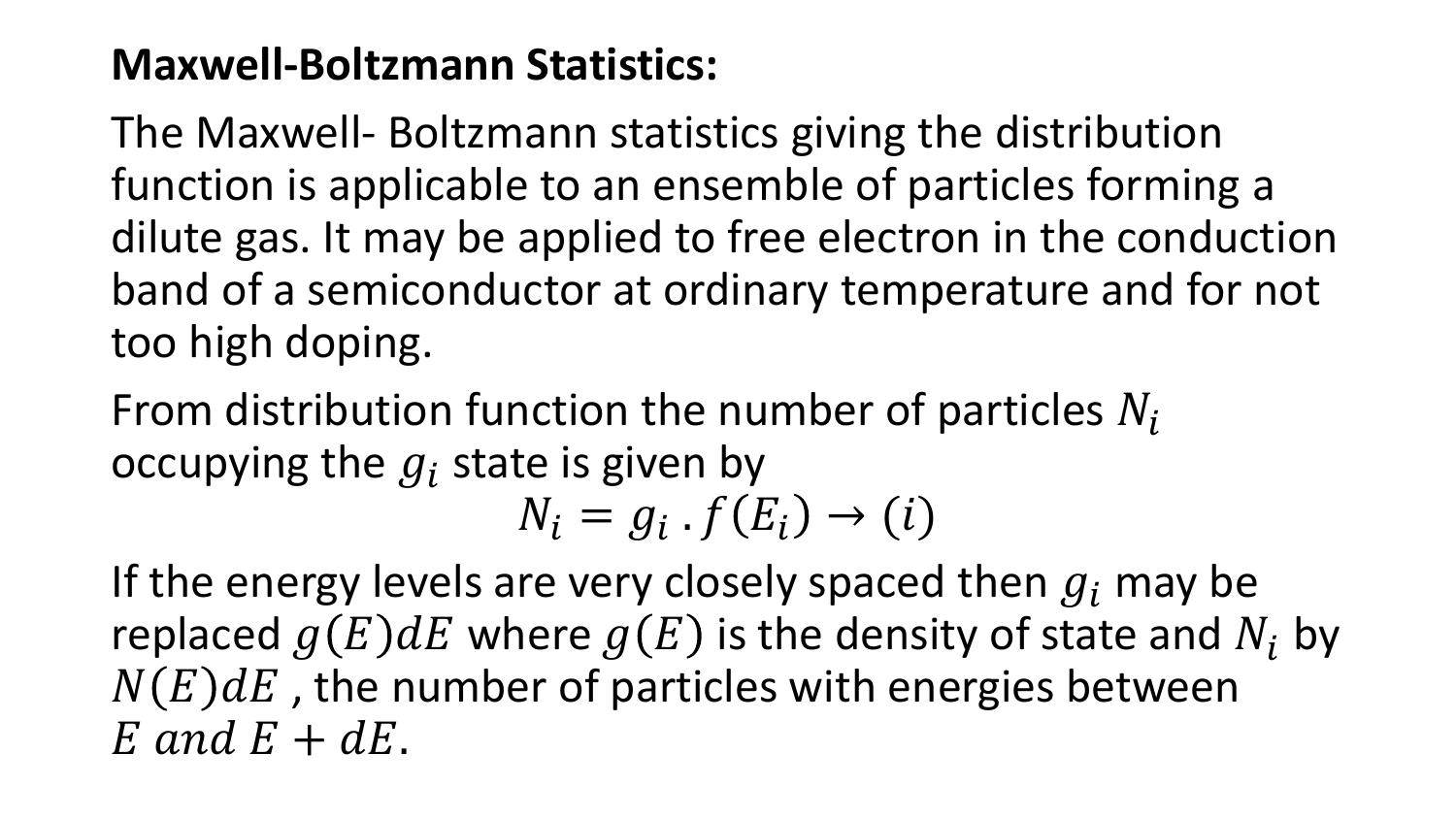**Maxwell-Boltzmann Statistics:**

The Maxwell- Boltzmann statistics giving the distribution function is applicable to an ensemble of particles forming a dilute gas. It may be applied to free electron in the conduction band of a semiconductor at ordinary temperature and for not too high doping.

From distribution function the number of particles $N_i$ occupying the $g_i$ state is given by

$$N_i = g_i \,.\, f(E_i) \rightarrow (i)$$

If the energy levels are very closely spaced then $g_i$ may be replaced $g(E)dE$ where $g(E)$ is the density of state and $N_i$ by $N(E)dE$ , the number of particles with energies between $E \; and \; E + dE$.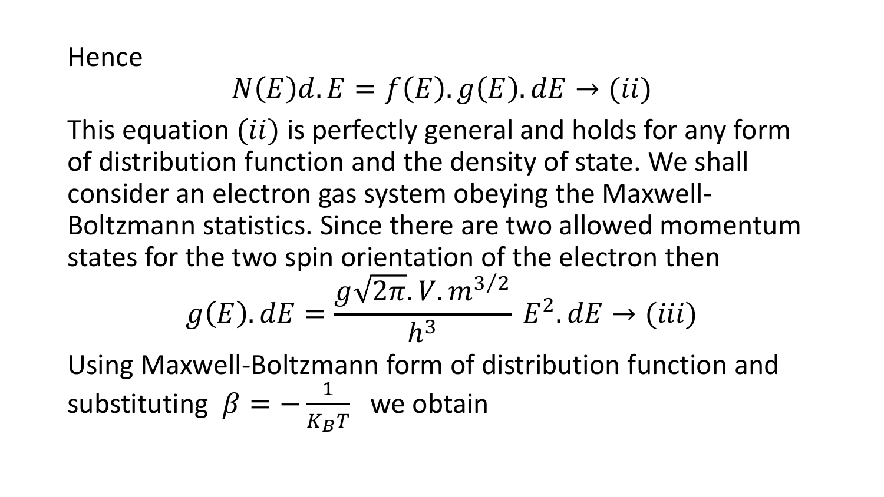Hence

$$N(E)d.E = f(E).g(E).dE \rightarrow (ii)$$

This equation $(ii)$ is perfectly general and holds for any form of distribution function and the density of state. We shall consider an electron gas system obeying the Maxwell-Boltzmann statistics. Since there are two allowed momentum states for the two spin orientation of the electron then

$$g(E).dE = \frac{g\sqrt{2\pi}.V.m^{3/2}}{h^3} E^2.dE \rightarrow (iii)$$

Using Maxwell-Boltzmann form of distribution function and substituting $\beta = -\frac{1}{K_B T}$ we obtain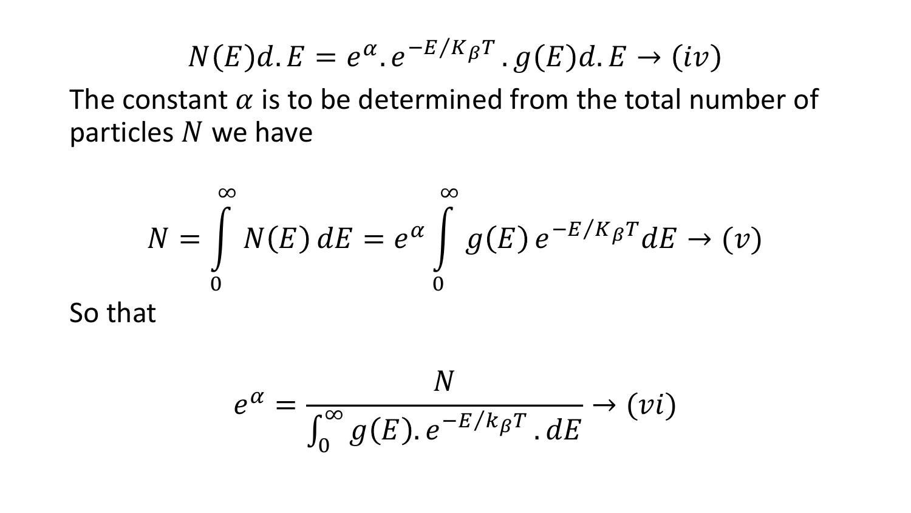$$N(E)d.E = e^{\alpha}.e^{-E/K_{\beta}T}.g(E)d.E \rightarrow (iv)$$

The constant $\alpha$ is to be determined from the total number of particles $N$ we have

$$N = \int_{0}^{\infty} N(E)\,dE = e^{\alpha}\int_{0}^{\infty} g(E)\,e^{-E/K_{\beta}T}dE \rightarrow (v)$$

So that

$$e^{\alpha} = \frac{N}{\int_{0}^{\infty} g(E).e^{-E/k_{\beta}T}.dE} \rightarrow (vi)$$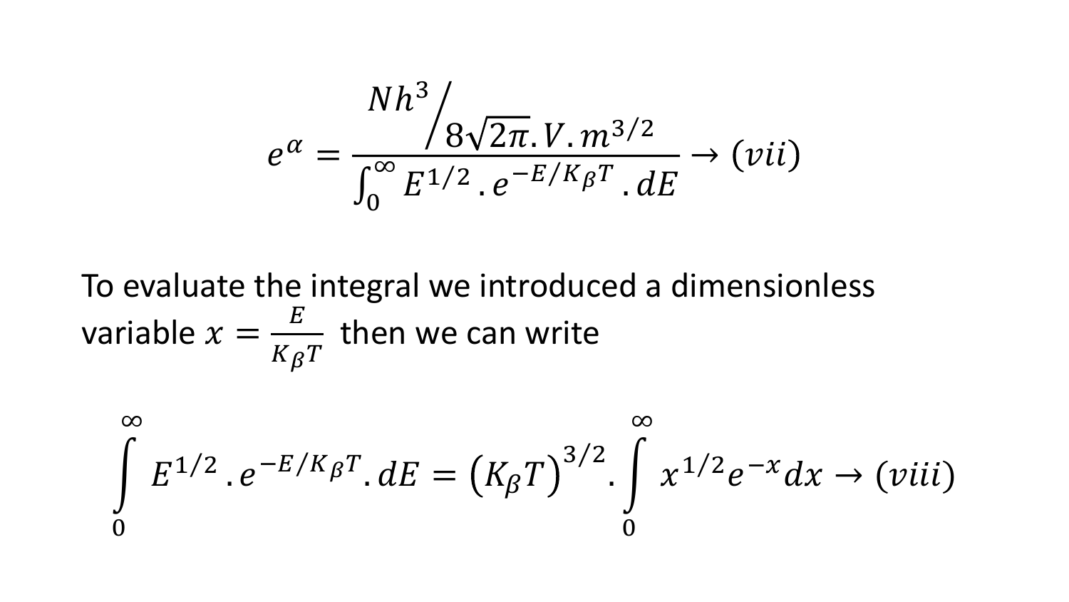$$e^{\alpha} = \frac{Nh^3 \Big/ 8\sqrt{2\pi}.V.m^{3/2}}{\int_0^\infty E^{1/2}.e^{-E/K_\beta T}.dE} \rightarrow (vii)$$

To evaluate the integral we introduced a dimensionless variable $x = \frac{E}{K_\beta T}$ then we can write

$$\int_0^\infty E^{1/2}.e^{-E/K_\beta T}.dE = \left(K_\beta T\right)^{3/2}.\int_0^\infty x^{1/2}e^{-x}dx \rightarrow (viii)$$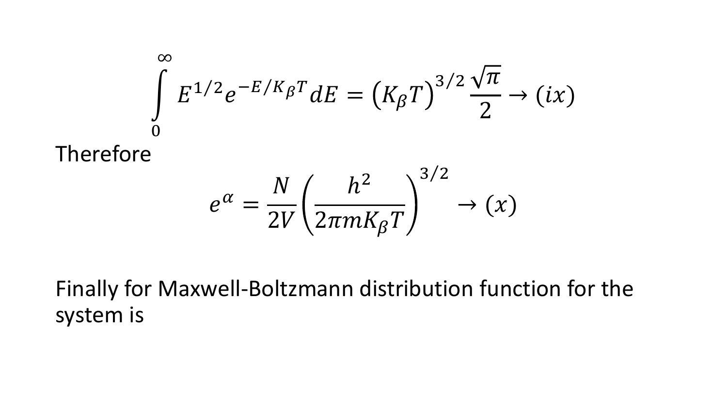$$\int_0^\infty E^{1/2} e^{-E/K_\beta T} dE = \left(K_\beta T\right)^{3/2} \frac{\sqrt{\pi}}{2} \rightarrow (ix)$$

Therefore

$$e^\alpha = \frac{N}{2V} \left( \frac{h^2}{2\pi m K_\beta T} \right)^{3/2} \rightarrow (x)$$

Finally for Maxwell-Boltzmann distribution function for the system is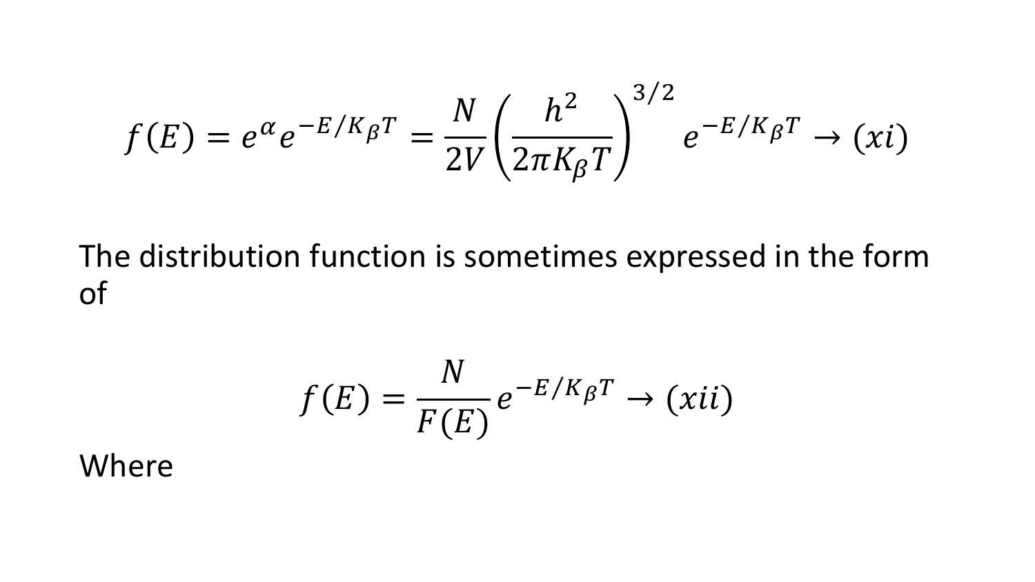$$f(E) = e^{\alpha} e^{-E/K_\beta T} = \frac{N}{2V}\left(\frac{h^2}{2\pi K_\beta T}\right)^{3/2} e^{-E/K_\beta T} \rightarrow (xi)$$

The distribution function is sometimes expressed in the form of

$$f(E) = \frac{N}{F(E)} e^{-E/K_\beta T} \rightarrow (xii)$$

Where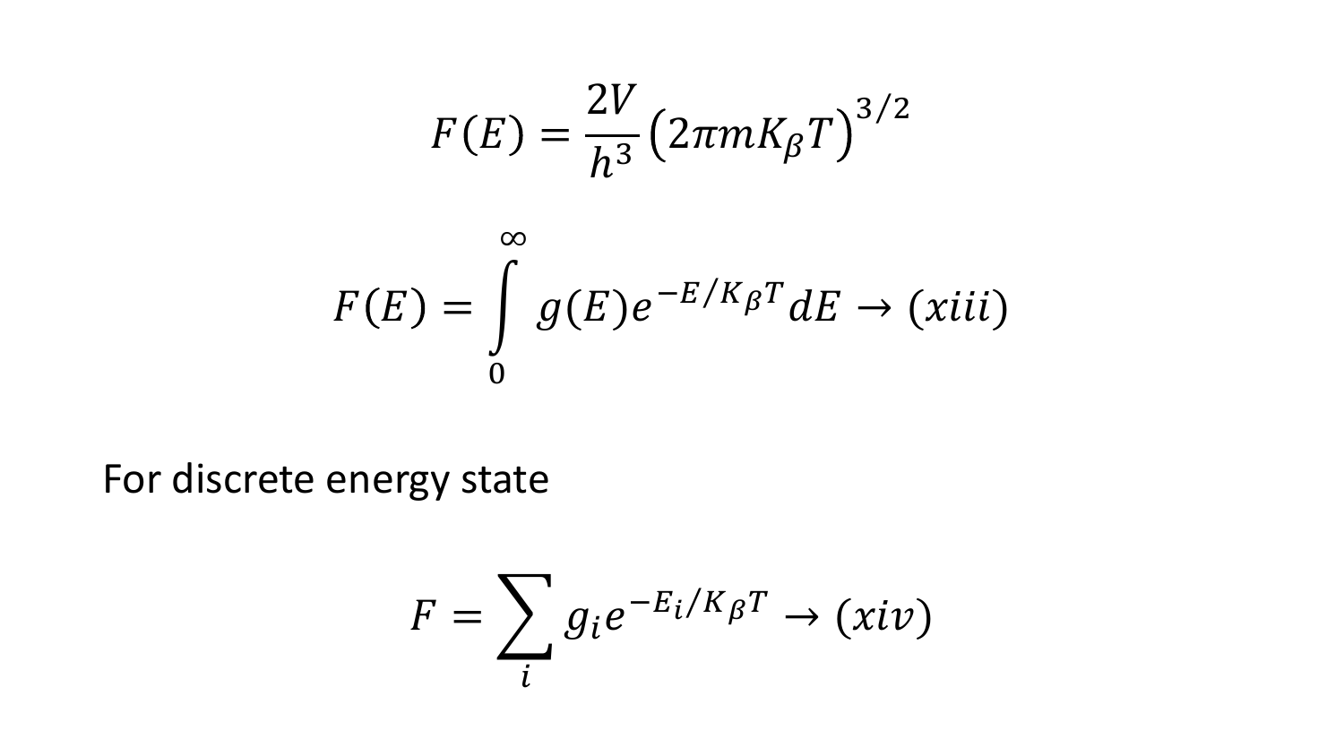$$F(E) = \frac{2V}{h^3}\left(2\pi m K_\beta T\right)^{3/2}$$

$$F(E) = \int_0^\infty g(E) e^{-E/K_\beta T} dE \rightarrow (xiii)$$

For discrete energy state

$$F = \sum_i g_i e^{-E_i/K_\beta T} \rightarrow (xiv)$$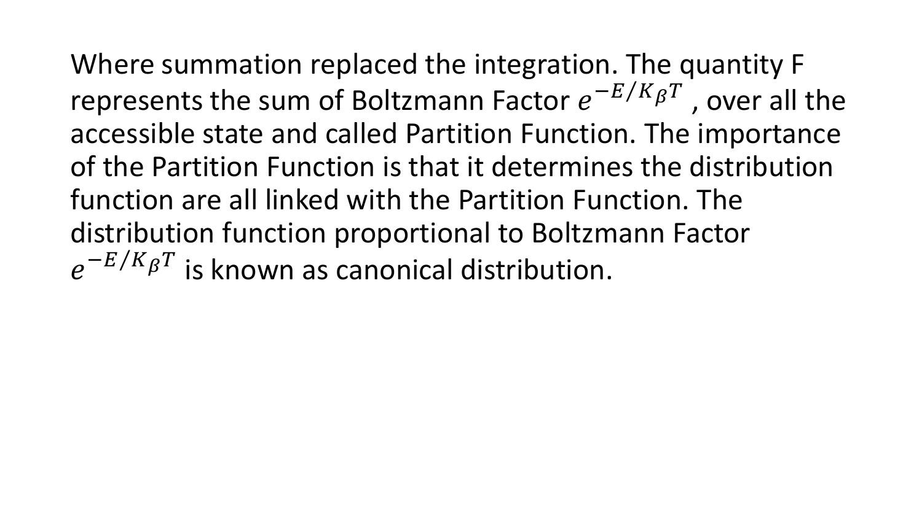Where summation replaced the integration. The quantity F represents the sum of Boltzmann Factor $e^{-E/K_\beta T}$ , over all the accessible state and called Partition Function. The importance of the Partition Function is that it determines the distribution function are all linked with the Partition Function. The distribution function proportional to Boltzmann Factor $e^{-E/K_\beta T}$ is known as canonical distribution.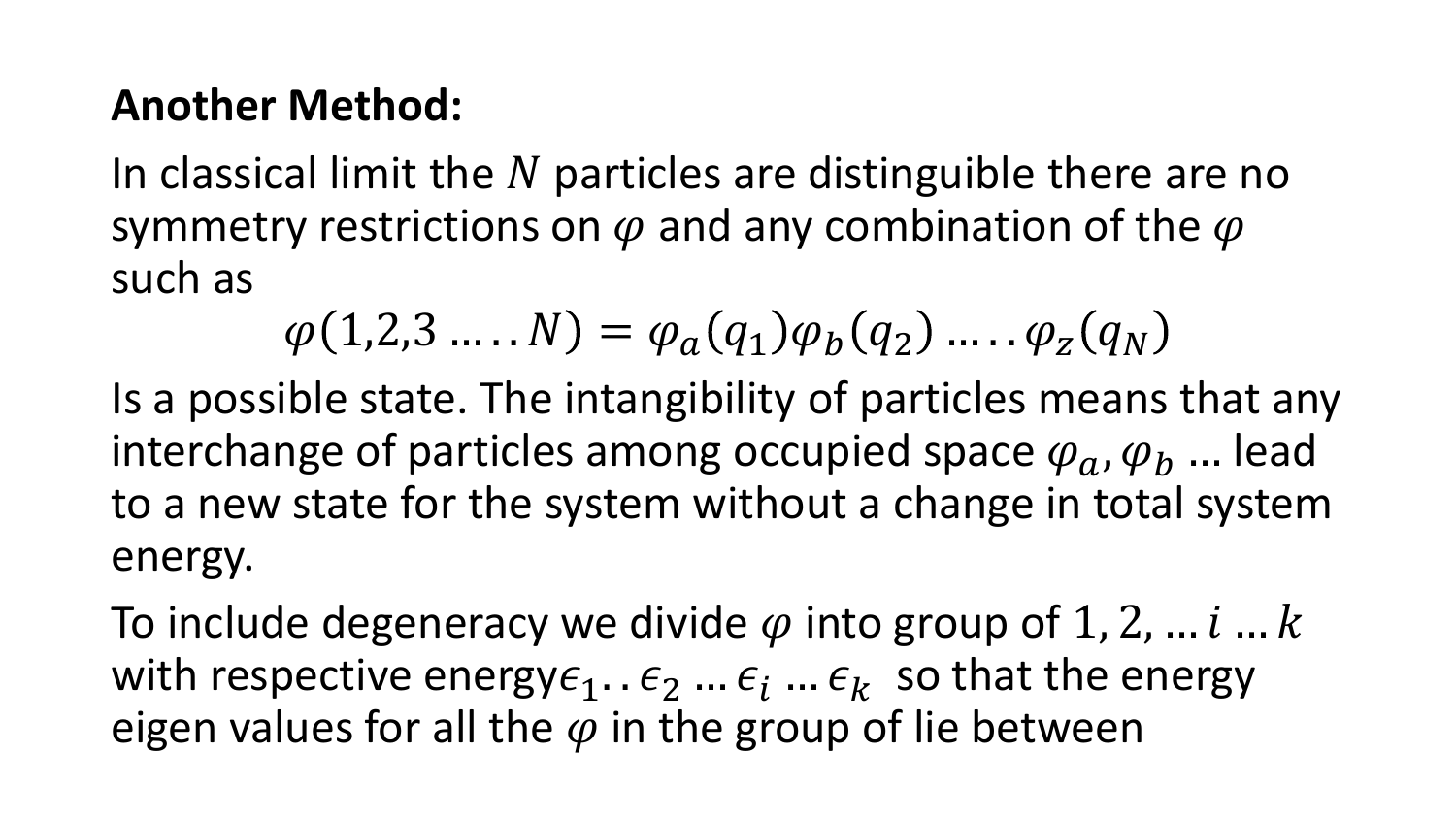**Another Method:**

In classical limit the $N$ particles are distinguible there are no symmetry restrictions on $\varphi$ and any combination of the $\varphi$ such as

$$\varphi(1,2,3 \ldots\ldots N) = \varphi_a(q_1)\varphi_b(q_2) \ldots\ldots \varphi_z(q_N)$$

Is a possible state. The intangibility of particles means that any interchange of particles among occupied space $\varphi_a, \varphi_b$ … lead to a new state for the system without a change in total system energy.

To include degeneracy we divide $\varphi$ into group of $1, 2, \ldots i \ldots k$ with respective energy$\epsilon_1 .. \epsilon_2 \ldots \epsilon_i \ldots \epsilon_k$ so that the energy eigen values for all the $\varphi$ in the group of lie between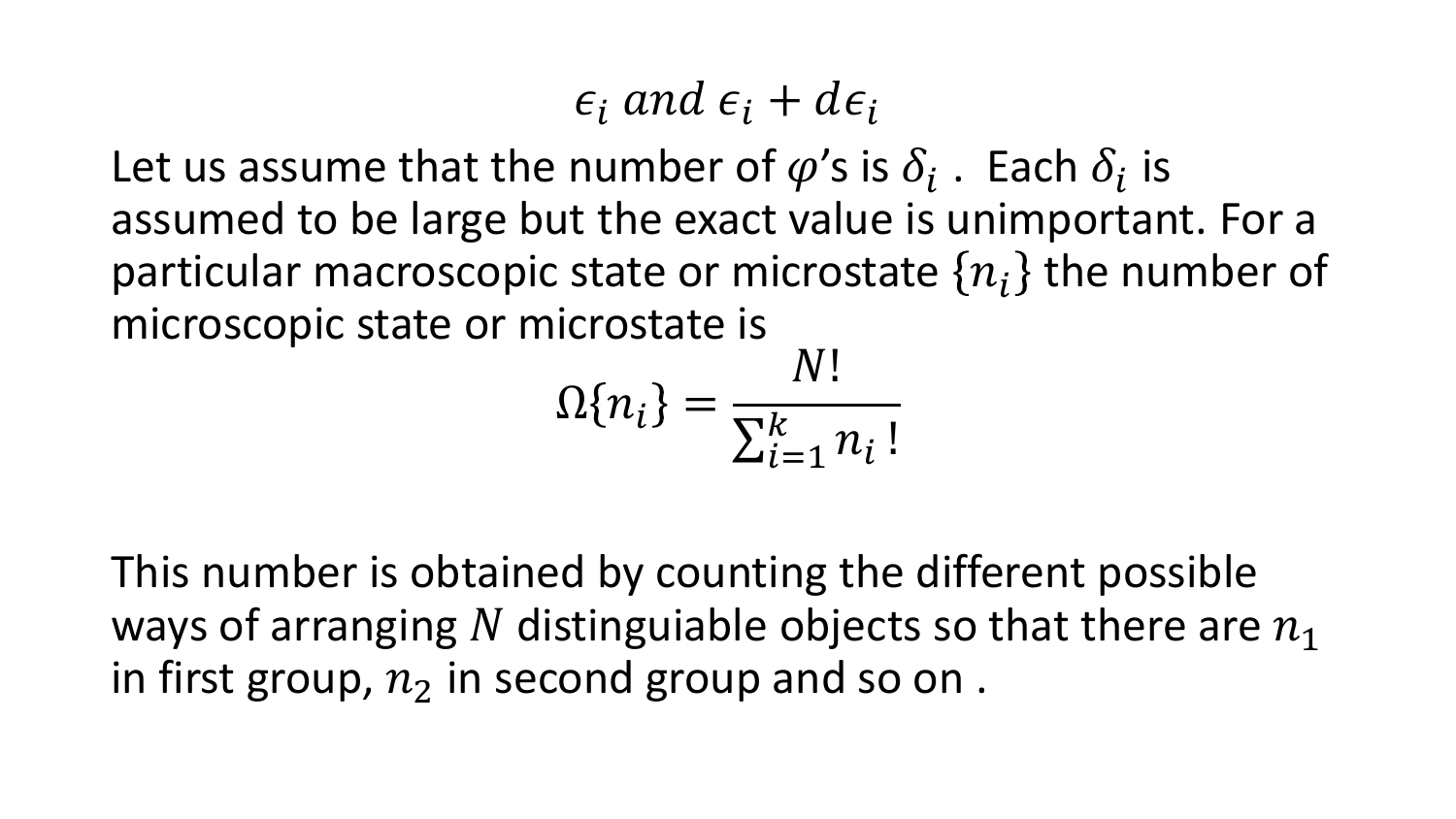$$\epsilon_i \; and \; \epsilon_i + d\epsilon_i$$

Let us assume that the number of $\varphi$'s is $\delta_i$ . Each $\delta_i$ is assumed to be large but the exact value is unimportant. For a particular macroscopic state or microstate $\{n_i\}$ the number of microscopic state or microstate is

$$\Omega\{n_i\} = \frac{N!}{\sum_{i=1}^{k} n_i \, !}$$

This number is obtained by counting the different possible ways of arranging $N$ distinguiable objects so that there are $n_1$ in first group, $n_2$ in second group and so on .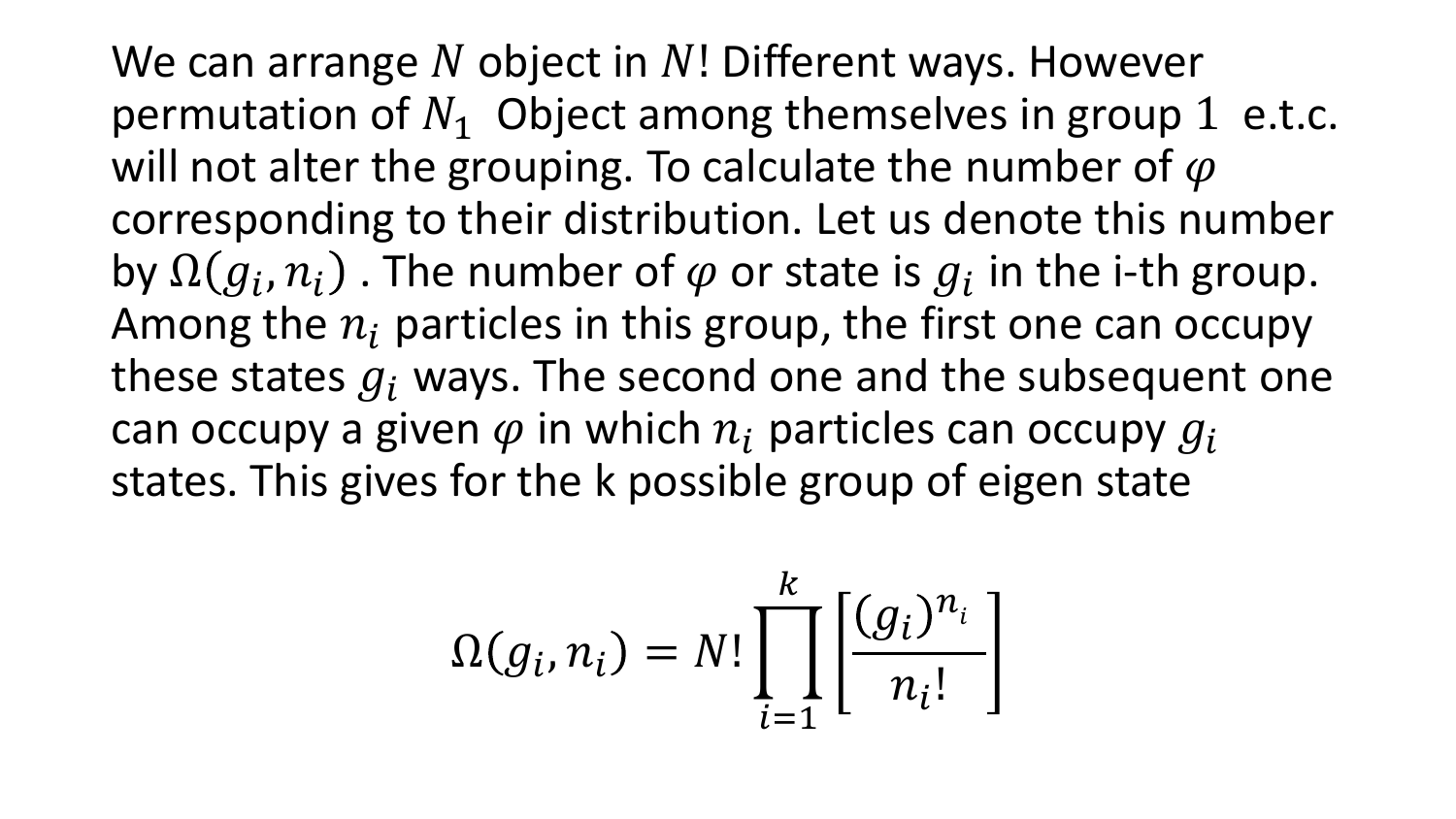We can arrange $N$ object in $N!$ Different ways. However permutation of $N_1$ Object among themselves in group $1$ e.t.c. will not alter the grouping. To calculate the number of $\varphi$ corresponding to their distribution. Let us denote this number by $\Omega(g_i, n_i)$ . The number of $\varphi$ or state is $g_i$ in the i-th group. Among the $n_i$ particles in this group, the first one can occupy these states $g_i$ ways. The second one and the subsequent one can occupy a given $\varphi$ in which $n_i$ particles can occupy $g_i$ states. This gives for the k possible group of eigen state

$$\Omega(g_i, n_i) = N! \prod_{i=1}^{k} \left[ \frac{(g_i)^{n_i}}{n_i!} \right]$$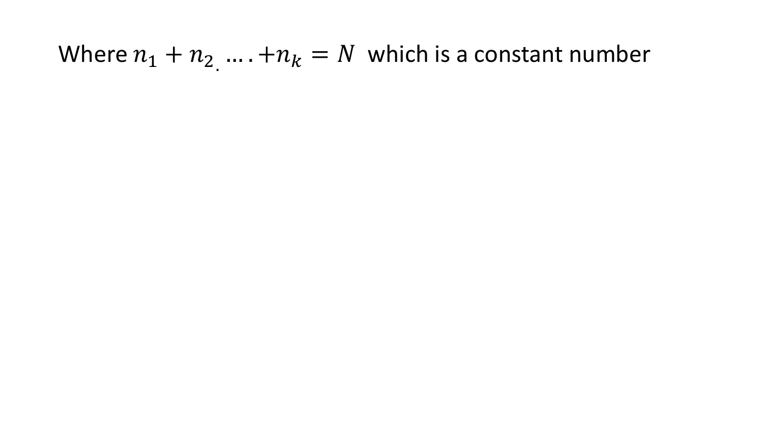Where $n_1 + n_{2_.} \ldots. + n_k = N$ which is a constant number